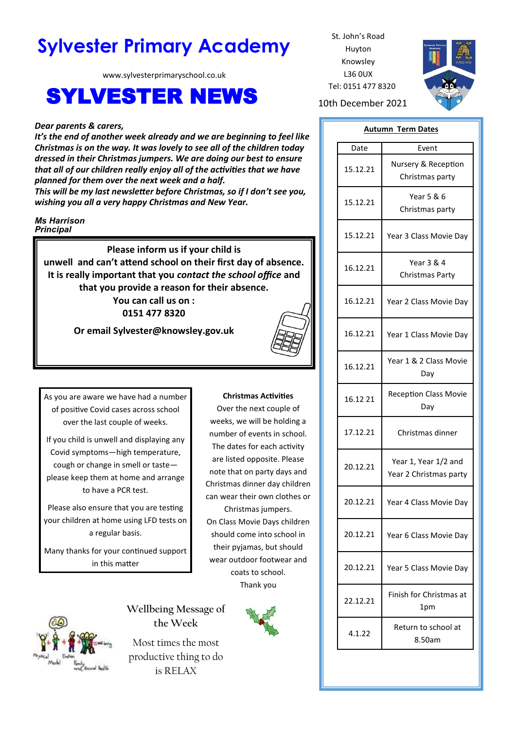# Sylvester Primary Academy

www.sylvesterprimaryschool.co.uk

# SYLVESTER NEWS

St. John's Road
Huyton
Knowsley
L36 0UX
Tel: 0151 477 8320

10th December 2021

***Dear parents & carers,***
***It's the end of another week already and we are beginning to feel like Christmas is on the way. It was lovely to see all of the children today dressed in their Christmas jumpers. We are doing our best to ensure that all of our children really enjoy all of the activities that we have planned for them over the next week and a half.***
***This will be my last newsletter before Christmas, so if I don't see you, wishing you all a very happy Christmas and New Year.***

***Ms Harrison***
***Principal***

**Please inform us if your child is unwell and can't attend school on their first day of absence. It is really important that you *contact the school office* and that you provide a reason for their absence.**
**You can call us on :**
**0151 477 8320**

**Or email Sylvester@knowsley.gov.uk**

As you are aware we have had a number of positive Covid cases across school over the last couple of weeks.

If you child is unwell and displaying any Covid symptoms—high temperature, cough or change in smell or taste—please keep them at home and arrange to have a PCR test.

Please also ensure that you are testing your children at home using LFD tests on a regular basis.

Many thanks for your continued support in this matter

**Christmas Activities**

Over the next couple of weeks, we will be holding a number of events in school. The dates for each activity are listed opposite. Please note that on party days and Christmas dinner day children can wear their own clothes or Christmas jumpers.
On Class Movie Days children should come into school in their pyjamas, but should wear outdoor footwear and coats to school.
Thank you

## Wellbeing Message of the Week

Most times the most productive thing to do is RELAX

**Autumn Term Dates**

| Date | Event |
|---|---|
| 15.12.21 | Nursery & Reception Christmas party |
| 15.12.21 | Year 5 & 6 Christmas party |
| 15.12.21 | Year 3 Class Movie Day |
| 16.12.21 | Year 3 & 4 Christmas Party |
| 16.12.21 | Year 2 Class Movie Day |
| 16.12.21 | Year 1 Class Movie Day |
| 16.12.21 | Year 1 & 2 Class Movie Day |
| 16.12 21 | Reception Class Movie Day |
| 17.12.21 | Christmas dinner |
| 20.12.21 | Year 1, Year 1/2 and Year 2 Christmas party |
| 20.12.21 | Year 4 Class Movie Day |
| 20.12.21 | Year 6 Class Movie Day |
| 20.12.21 | Year 5 Class Movie Day |
| 22.12.21 | Finish for Christmas at 1pm |
| 4.1.22 | Return to school at 8.50am |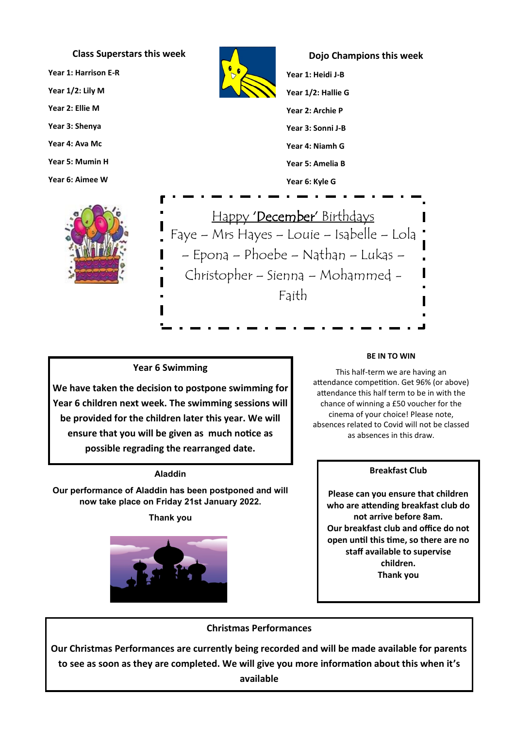### Class Superstars this week

**Year 1: Harrison E-R**

**Year 1/2: Lily M**

**Year 2: Ellie M**

**Year 3: Shenya**

**Year 4: Ava Mc**

**Year 5: Mumin H**

**Year 6: Aimee W**

### Dojo Champions this week

**Year 1: Heidi J-B**

**Year 1/2: Hallie G**

**Year 2: Archie P**

**Year 3: Sonni J-B**

**Year 4: Niamh G**

**Year 5: Amelia B**

**Year 6: Kyle G**

Happy '**December**' Birthdays

Faye – Mrs Hayes – Louie – Isabelle – Lola – Epona – Phoebe – Nathan – Lukas – Christopher – Sienna – Mohammed – Faith

### Year 6 Swimming

**We have taken the decision to postpone swimming for Year 6 children next week. The swimming sessions will be provided for the children later this year. We will ensure that you will be given as much notice as possible regrading the rearranged date.**

### BE IN TO WIN

This half-term we are having an attendance competition. Get 96% (or above) attendance this half term to be in with the chance of winning a £50 voucher for the cinema of your choice! Please note, absences related to Covid will not be classed as absences in this draw.

### Aladdin

**Our performance of Aladdin has been postponed and will now take place on Friday 21st January 2022.**

**Thank you**

### Breakfast Club

**Please can you ensure that children who are attending breakfast club do not arrive before 8am.**
**Our breakfast club and office do not open until this time, so there are no staff available to supervise children.**
**Thank you**

### Christmas Performances

**Our Christmas Performances are currently being recorded and will be made available for parents to see as soon as they are completed. We will give you more information about this when it's available**